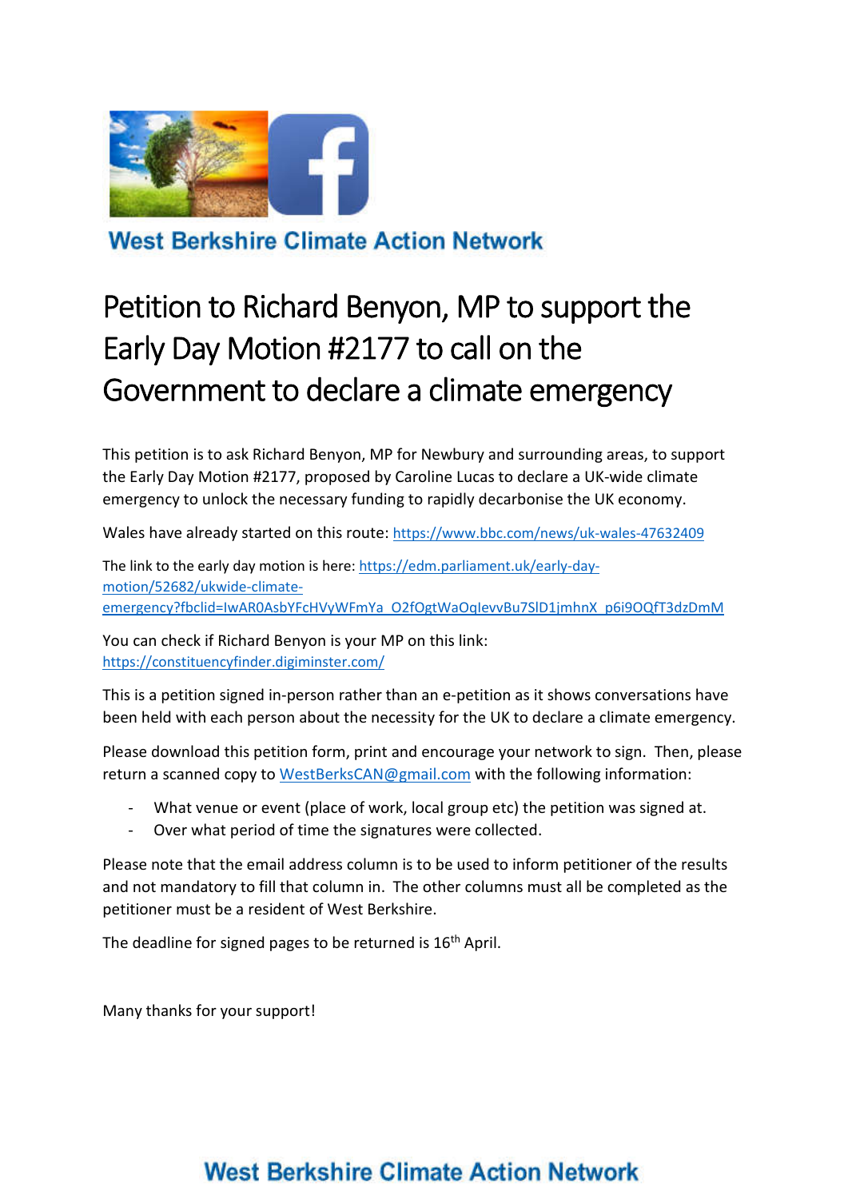West Berkshire Climate Action Network

# Petition to Richard Benyon, MP to support the Early Day Motion #2177 to call on the Government to declare a climate emergency

This petition is to ask Richard Benyon, MP for Newbury and surrounding areas, to support the Early Day Motion #2177, proposed by Caroline Lucas to declare a UK-wide climate emergency to unlock the necessary funding to rapidly decarbonise the UK economy.

Wales have already started on this route: https://www.bbc.com/news/uk-wales-47632409

The link to the early day motion is here: https://edm.parliament.uk/early-day-motion/52682/ukwide-climate-emergency?fbclid=IwAR0AsbYFcHVyWFmYa_O2fOgtWaOqlevvBu7SlD1jmhnX_p6i9OQfT3dzDmM

You can check if Richard Benyon is your MP on this link: https://constituencyfinder.digiminster.com/

This is a petition signed in-person rather than an e-petition as it shows conversations have been held with each person about the necessity for the UK to declare a climate emergency.

Please download this petition form, print and encourage your network to sign. Then, please return a scanned copy to WestBerksCAN@gmail.com with the following information:

- What venue or event (place of work, local group etc) the petition was signed at.
- Over what period of time the signatures were collected.

Please note that the email address column is to be used to inform petitioner of the results and not mandatory to fill that column in. The other columns must all be completed as the petitioner must be a resident of West Berkshire.

The deadline for signed pages to be returned is 16th April.

Many thanks for your support!

West Berkshire Climate Action Network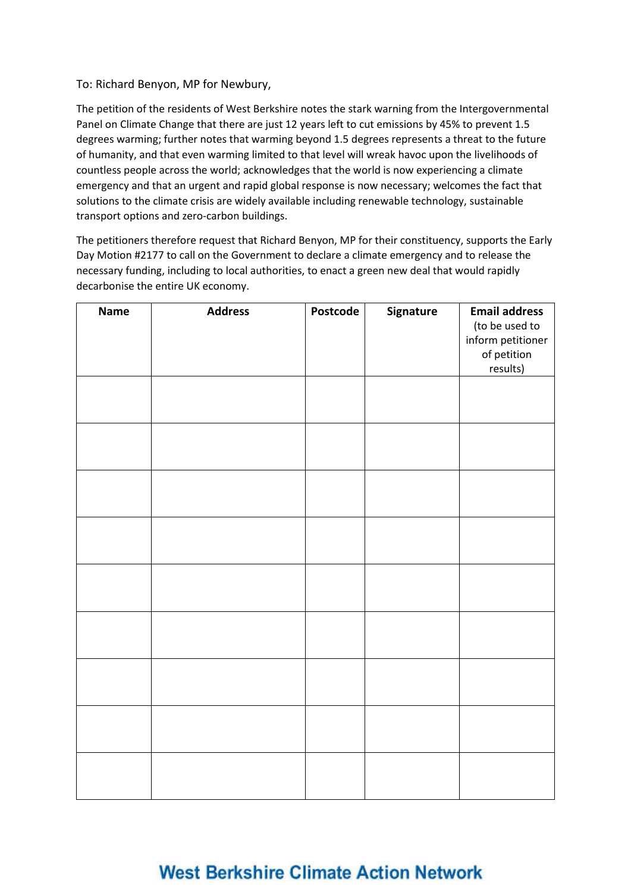To: Richard Benyon, MP for Newbury,

The petition of the residents of West Berkshire notes the stark warning from the Intergovernmental Panel on Climate Change that there are just 12 years left to cut emissions by 45% to prevent 1.5 degrees warming; further notes that warming beyond 1.5 degrees represents a threat to the future of humanity, and that even warming limited to that level will wreak havoc upon the livelihoods of countless people across the world; acknowledges that the world is now experiencing a climate emergency and that an urgent and rapid global response is now necessary; welcomes the fact that solutions to the climate crisis are widely available including renewable technology, sustainable transport options and zero-carbon buildings.

The petitioners therefore request that Richard Benyon, MP for their constituency, supports the Early Day Motion #2177 to call on the Government to declare a climate emergency and to release the necessary funding, including to local authorities, to enact a green new deal that would rapidly decarbonise the entire UK economy.

| **Name** | **Address** | **Postcode** | **Signature** | **Email address** (to be used to inform petitioner of petition results) |
|---|---|---|---|---|
| | | | | |
| | | | | |
| | | | | |
| | | | | |
| | | | | |
| | | | | |
| | | | | |
| | | | | |
| | | | | |

**West Berkshire Climate Action Network**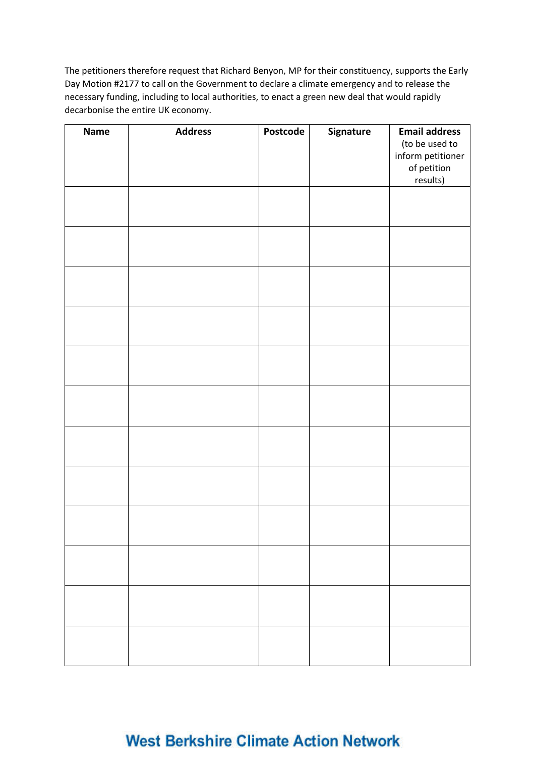The petitioners therefore request that Richard Benyon, MP for their constituency, supports the Early Day Motion #2177 to call on the Government to declare a climate emergency and to release the necessary funding, including to local authorities, to enact a green new deal that would rapidly decarbonise the entire UK economy.

| **Name** | **Address** | **Postcode** | **Signature** | **Email address** (to be used to inform petitioner of petition results) |
|---|---|---|---|---|
| | | | | |
| | | | | |
| | | | | |
| | | | | |
| | | | | |
| | | | | |
| | | | | |
| | | | | |
| | | | | |
| | | | | |
| | | | | |
| | | | | |

**West Berkshire Climate Action Network**